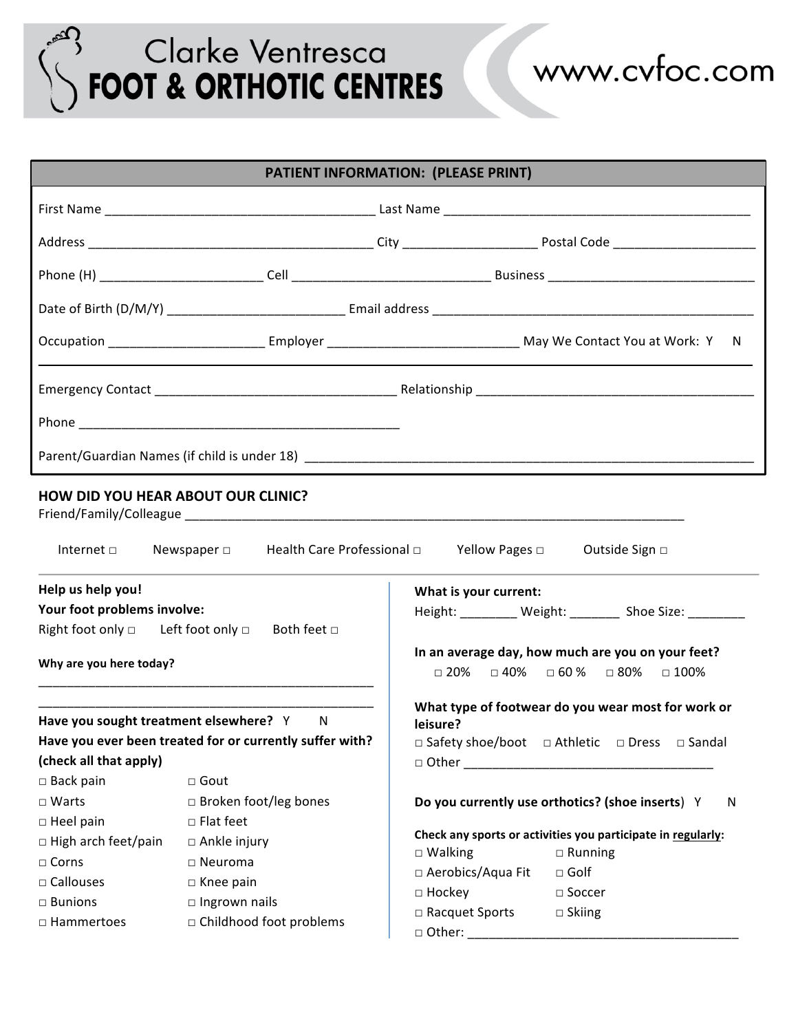# Clarke Ventresca FOOT & ORTHOTIC CENTRES

www.cvfoc.com

## PATIENT INFORMATION: (PLEASE PRINT)

First Name _______________________________________ Last Name ____________________________________________

Address ________________________________________ City __________________ Postal Code ___________________

Phone (H) ______________________ Cell ___________________________ Business ____________________________

Date of Birth (D/M/Y) _________________________ Email address ______________________________________________

Occupation _____________________ Employer ___________________________ May We Contact You at Work: Y N

Emergency Contact __________________________________ Relationship _______________________________________

Phone _______________________________________________

Parent/Guardian Names (if child is under 18) _________________________________________________________________

## HOW DID YOU HEAR ABOUT OUR CLINIC?

Friend/Family/Colleague ___________________________________________________________________________

Internet □ Newspaper □ Health Care Professional □ Yellow Pages □ Outside Sign □

**Help us help you!**

**Your foot problems involve:**

Right foot only □ Left foot only □ Both feet □

**Why are you here today?**

_________________________________________________

_________________________________________________

**Have you sought treatment elsewhere?** Y N

**Have you ever been treated for or currently suffer with? (check all that apply)**

- □ Back pain
- □ Warts
- □ Heel pain
- □ High arch feet/pain
- □ Corns
- □ Callouses
- □ Bunions
- □ Hammertoes
- □ Gout
- □ Broken foot/leg bones
- □ Flat feet
- □ Ankle injury
- □ Neuroma
- □ Knee pain
- □ Ingrown nails
- □ Childhood foot problems

**What is your current:**

Height: ________ Weight: _______ Shoe Size: ________

**In an average day, how much are you on your feet?**

□ 20% □ 40% □ 60 % □ 80% □ 100%

**What type of footwear do you wear most for work or leisure?**

□ Safety shoe/boot □ Athletic □ Dress □ Sandal

□ Other ___________________________________

**Do you currently use orthotics? (shoe inserts)** Y N

**Check any sports or activities you participate in regularly:**

- □ Walking
- □ Running
- □ Aerobics/Aqua Fit
- □ Golf
- □ Hockey
- □ Soccer
- □ Racquet Sports
- □ Skiing
- □ Other: _____________________________________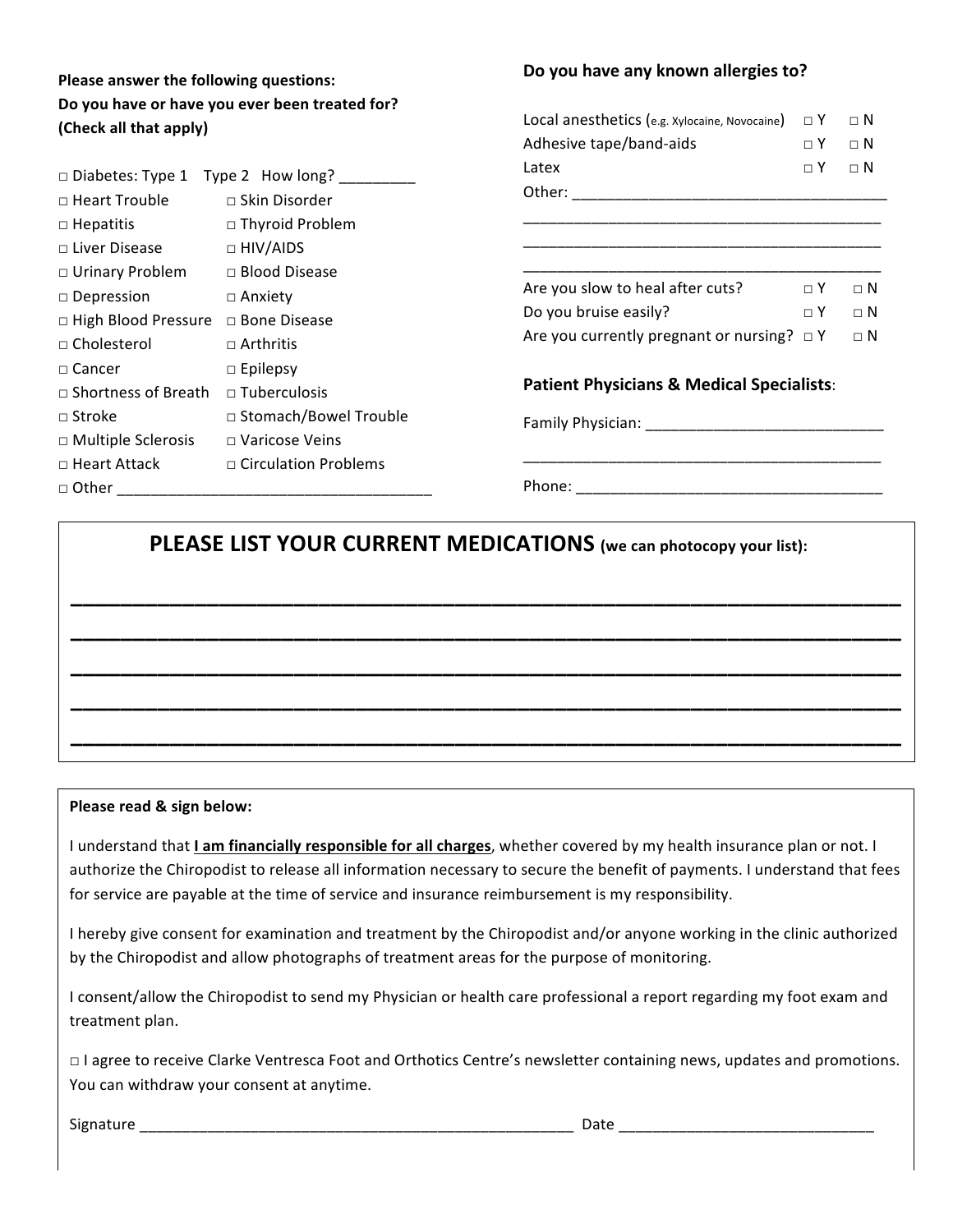**Please answer the following questions:**
**Do you have or have you ever been treated for?**
**(Check all that apply)**

□ Diabetes: Type 1 Type 2 How long? _________

| | |
|---|---|
| □ Heart Trouble | □ Skin Disorder |
| □ Hepatitis | □ Thyroid Problem |
| □ Liver Disease | □ HIV/AIDS |
| □ Urinary Problem | □ Blood Disease |
| □ Depression | □ Anxiety |
| □ High Blood Pressure | □ Bone Disease |
| □ Cholesterol | □ Arthritis |
| □ Cancer | □ Epilepsy |
| □ Shortness of Breath | □ Tuberculosis |
| □ Stroke | □ Stomach/Bowel Trouble |
| □ Multiple Sclerosis | □ Varicose Veins |
| □ Heart Attack | □ Circulation Problems |

□ Other _____________________________________

### Do you have any known allergies to?

| | | |
|---|---|---|
| Local anesthetics (e.g. Xylocaine, Novocaine) | □ Y | □ N |
| Adhesive tape/band-aids | □ Y | □ N |
| Latex | □ Y | □ N |

Other: _____________________________________

___________________________________________

___________________________________________

___________________________________________

| | | |
|---|---|---|
| Are you slow to heal after cuts? | □ Y | □ N |
| Do you bruise easily? | □ Y | □ N |
| Are you currently pregnant or nursing? | □ Y | □ N |

### Patient Physicians & Medical Specialists:

Family Physician: ___________________________

___________________________________________

Phone: ____________________________________

## PLEASE LIST YOUR CURRENT MEDICATIONS (we can photocopy your list):

___________________________________________________________________________

___________________________________________________________________________

___________________________________________________________________________

___________________________________________________________________________

___________________________________________________________________________

**Please read & sign below:**

I understand that **I am financially responsible for all charges**, whether covered by my health insurance plan or not. I authorize the Chiropodist to release all information necessary to secure the benefit of payments. I understand that fees for service are payable at the time of service and insurance reimbursement is my responsibility.

I hereby give consent for examination and treatment by the Chiropodist and/or anyone working in the clinic authorized by the Chiropodist and allow photographs of treatment areas for the purpose of monitoring.

I consent/allow the Chiropodist to send my Physician or health care professional a report regarding my foot exam and treatment plan.

□ I agree to receive Clarke Ventresca Foot and Orthotics Centre's newsletter containing news, updates and promotions. You can withdraw your consent at anytime.

Signature ____________________________________________________ Date ______________________________